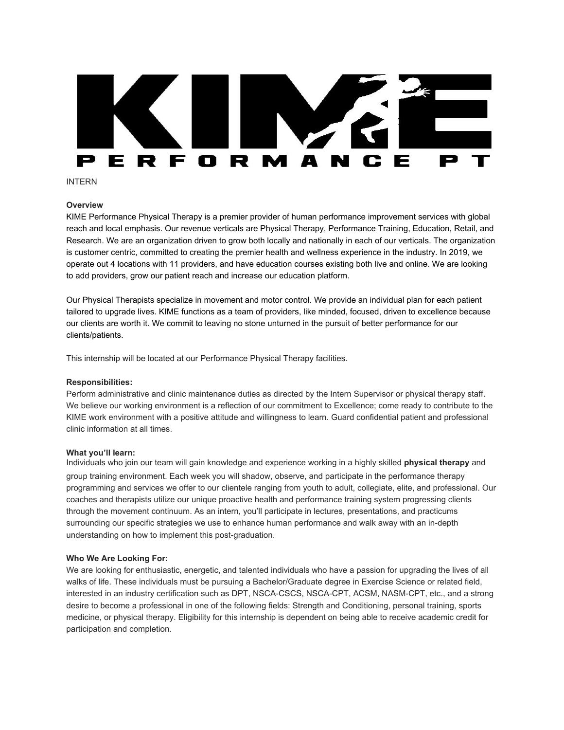KIME PERFORMANCE PT

INTERN

**Overview**

KIME Performance Physical Therapy is a premier provider of human performance improvement services with global reach and local emphasis. Our revenue verticals are Physical Therapy, Performance Training, Education, Retail, and Research. We are an organization driven to grow both locally and nationally in each of our verticals. The organization is customer centric, committed to creating the premier health and wellness experience in the industry. In 2019, we operate out 4 locations with 11 providers, and have education courses existing both live and online. We are looking to add providers, grow our patient reach and increase our education platform.

Our Physical Therapists specialize in movement and motor control. We provide an individual plan for each patient tailored to upgrade lives. KIME functions as a team of providers, like minded, focused, driven to excellence because our clients are worth it. We commit to leaving no stone unturned in the pursuit of better performance for our clients/patients.

This internship will be located at our Performance Physical Therapy facilities.

**Responsibilities:**

Perform administrative and clinic maintenance duties as directed by the Intern Supervisor or physical therapy staff. We believe our working environment is a reflection of our commitment to Excellence; come ready to contribute to the KIME work environment with a positive attitude and willingness to learn. Guard confidential patient and professional clinic information at all times.

**What you'll learn:**

Individuals who join our team will gain knowledge and experience working in a highly skilled **physical therapy** and group training environment. Each week you will shadow, observe, and participate in the performance therapy programming and services we offer to our clientele ranging from youth to adult, collegiate, elite, and professional. Our coaches and therapists utilize our unique proactive health and performance training system progressing clients through the movement continuum. As an intern, you'll participate in lectures, presentations, and practicums surrounding our specific strategies we use to enhance human performance and walk away with an in-depth understanding on how to implement this post-graduation.

**Who We Are Looking For:**

We are looking for enthusiastic, energetic, and talented individuals who have a passion for upgrading the lives of all walks of life. These individuals must be pursuing a Bachelor/Graduate degree in Exercise Science or related field, interested in an industry certification such as DPT, NSCA-CSCS, NSCA-CPT, ACSM, NASM-CPT, etc., and a strong desire to become a professional in one of the following fields: Strength and Conditioning, personal training, sports medicine, or physical therapy. Eligibility for this internship is dependent on being able to receive academic credit for participation and completion.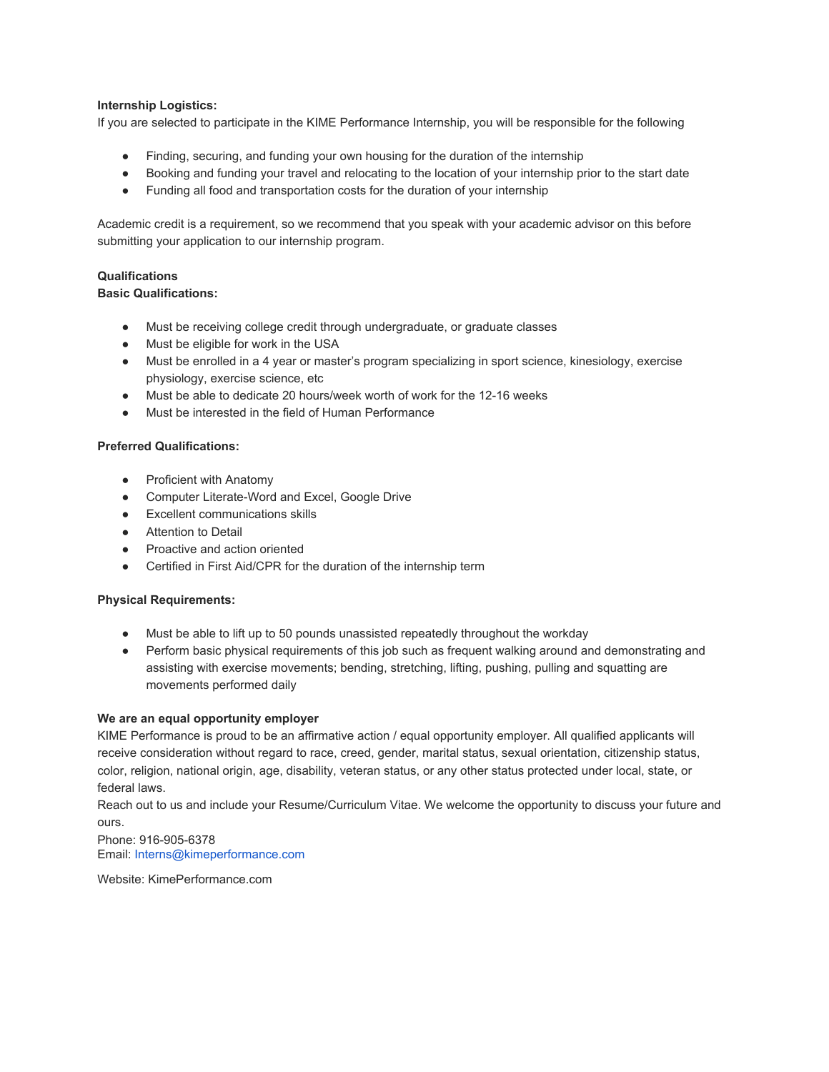**Internship Logistics:**
If you are selected to participate in the KIME Performance Internship, you will be responsible for the following

- Finding, securing, and funding your own housing for the duration of the internship
- Booking and funding your travel and relocating to the location of your internship prior to the start date
- Funding all food and transportation costs for the duration of your internship

Academic credit is a requirement, so we recommend that you speak with your academic advisor on this before submitting your application to our internship program.

**Qualifications**
**Basic Qualifications:**

- Must be receiving college credit through undergraduate, or graduate classes
- Must be eligible for work in the USA
- Must be enrolled in a 4 year or master's program specializing in sport science, kinesiology, exercise physiology, exercise science, etc
- Must be able to dedicate 20 hours/week worth of work for the 12-16 weeks
- Must be interested in the field of Human Performance

**Preferred Qualifications:**

- Proficient with Anatomy
- Computer Literate-Word and Excel, Google Drive
- Excellent communications skills
- Attention to Detail
- Proactive and action oriented
- Certified in First Aid/CPR for the duration of the internship term

**Physical Requirements:**

- Must be able to lift up to 50 pounds unassisted repeatedly throughout the workday
- Perform basic physical requirements of this job such as frequent walking around and demonstrating and assisting with exercise movements; bending, stretching, lifting, pushing, pulling and squatting are movements performed daily

**We are an equal opportunity employer**
KIME Performance is proud to be an affirmative action / equal opportunity employer. All qualified applicants will receive consideration without regard to race, creed, gender, marital status, sexual orientation, citizenship status, color, religion, national origin, age, disability, veteran status, or any other status protected under local, state, or federal laws.
Reach out to us and include your Resume/Curriculum Vitae. We welcome the opportunity to discuss your future and ours.
Phone: 916-905-6378
Email: Interns@kimeperformance.com

Website: KimePerformance.com